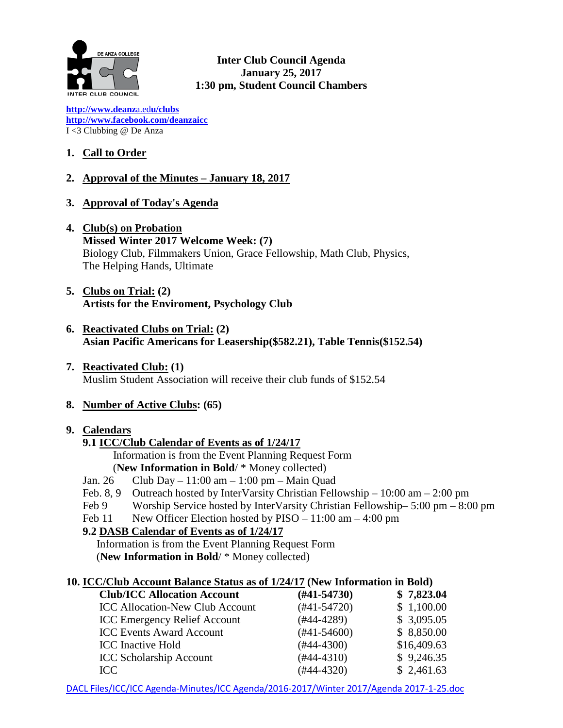**Inter Club Council Agenda**
**January 25, 2017**
**1:30 pm, Student Council Chambers**

http://www.deanza.edu/clubs
http://www.facebook.com/deanzaicc
I <3 Clubbing @ De Anza

1. **Call to Order**

2. **Approval of the Minutes – January 18, 2017**

3. **Approval of Today's Agenda**

4. **Club(s) on Probation**
   **Missed Winter 2017 Welcome Week: (7)**
   Biology Club, Filmmakers Union, Grace Fellowship, Math Club, Physics, The Helping Hands, Ultimate

5. **Clubs on Trial: (2)**
   **Artists for the Enviroment, Psychology Club**

6. **Reactivated Clubs on Trial: (2)**
   **Asian Pacific Americans for Leasership($582.21), Table Tennis($152.54)**

7. **Reactivated Club: (1)**
   Muslim Student Association will receive their club funds of $152.54

8. **Number of Active Clubs: (65)**

9. **Calendars**

   **9.1 ICC/Club Calendar of Events as of 1/24/17**
   Information is from the Event Planning Request Form
   (**New Information in Bold**/ * Money collected)

   Jan. 26 Club Day – 11:00 am – 1:00 pm – Main Quad
   Feb. 8, 9 Outreach hosted by InterVarsity Christian Fellowship – 10:00 am – 2:00 pm
   Feb 9 Worship Service hosted by InterVarsity Christian Fellowship– 5:00 pm – 8:00 pm
   Feb 11 New Officer Election hosted by PISO – 11:00 am – 4:00 pm

   **9.2 DASB Calendar of Events as of 1/24/17**
   Information is from the Event Planning Request Form
   (**New Information in Bold**/ * Money collected)

10. **ICC/Club Account Balance Status as of 1/24/17 (New Information in Bold)**

| | | |
|---|---|---|
| **Club/ICC Allocation Account** | **(#41-54730)** | **$ 7,823.04** |
| ICC Allocation-New Club Account | (#41-54720) | $ 1,100.00 |
| ICC Emergency Relief Account | (#44-4289) | $ 3,095.05 |
| ICC Events Award Account | (#41-54600) | $ 8,850.00 |
| ICC Inactive Hold | (#44-4300) | $16,409.63 |
| ICC Scholarship Account | (#44-4310) | $ 9,246.35 |
| ICC | (#44-4320) | $ 2,461.63 |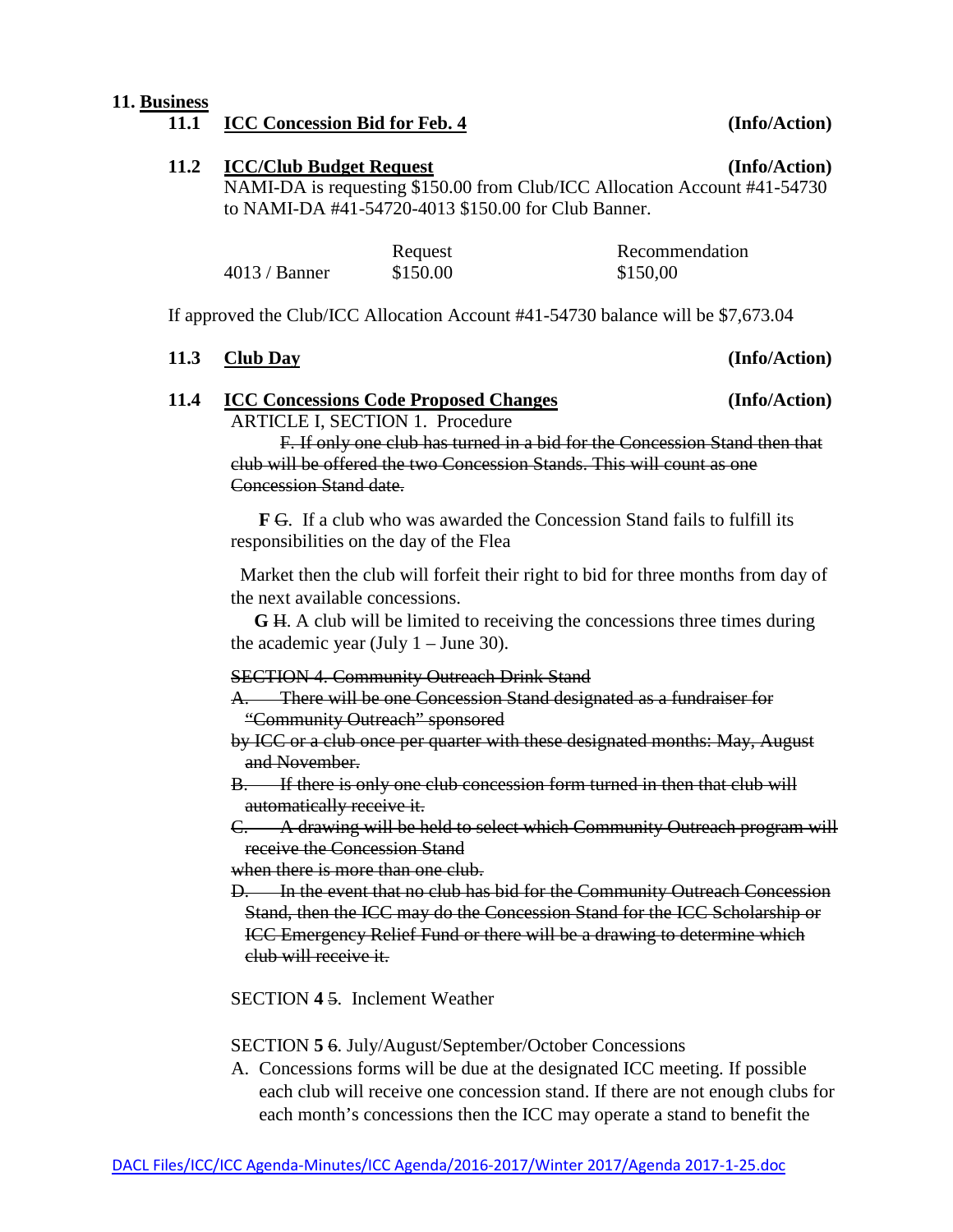## 11. Business

### 11.1 ICC Concession Bid for Feb. 4 **(Info/Action)**

### 11.2 ICC/Club Budget Request **(Info/Action)**

NAMI-DA is requesting $150.00 from Club/ICC Allocation Account #41-54730 to NAMI-DA #41-54720-4013 $150.00 for Club Banner.

| | Request | Recommendation |
|---|---|---|
| 4013 / Banner | $150.00 | $150,00 |

If approved the Club/ICC Allocation Account #41-54730 balance will be $7,673.04

### 11.3 Club Day **(Info/Action)**

### 11.4 ICC Concessions Code Proposed Changes **(Info/Action)**

ARTICLE I, SECTION 1. Procedure

~~F. If only one club has turned in a bid for the Concession Stand then that club will be offered the two Concession Stands. This will count as one Concession Stand date.~~

**F** ~~G~~. If a club who was awarded the Concession Stand fails to fulfill its responsibilities on the day of the Flea

Market then the club will forfeit their right to bid for three months from day of the next available concessions.

**G** ~~H~~. A club will be limited to receiving the concessions three times during the academic year (July 1 – June 30).

~~SECTION 4. Community Outreach Drink Stand~~

~~A. There will be one Concession Stand designated as a fundraiser for "Community Outreach" sponsored~~
~~by ICC or a club once per quarter with these designated months: May, August and November.~~

~~B. If there is only one club concession form turned in then that club will automatically receive it.~~

~~C. A drawing will be held to select which Community Outreach program will receive the Concession Stand~~
~~when there is more than one club.~~

~~D. In the event that no club has bid for the Community Outreach Concession Stand, then the ICC may do the Concession Stand for the ICC Scholarship or ICC Emergency Relief Fund or there will be a drawing to determine which club will receive it.~~

SECTION **4** ~~5~~. Inclement Weather

SECTION **5** ~~6~~. July/August/September/October Concessions

A. Concessions forms will be due at the designated ICC meeting. If possible each club will receive one concession stand. If there are not enough clubs for each month's concessions then the ICC may operate a stand to benefit the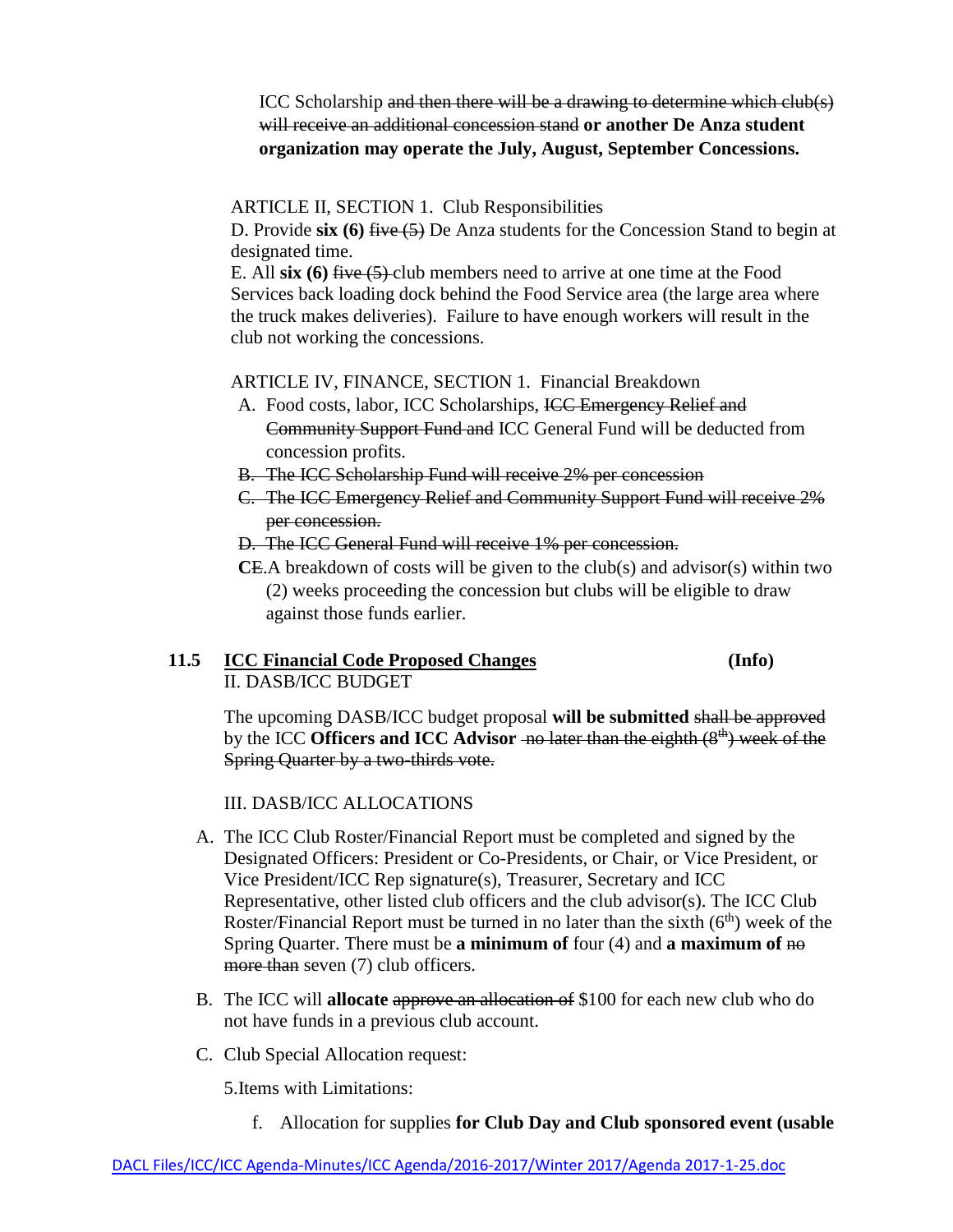ICC Scholarship ~~and then there will be a drawing to determine which club(s) will receive an additional concession stand~~ **or another De Anza student organization may operate the July, August, September Concessions.**

ARTICLE II, SECTION 1. Club Responsibilities

D. Provide **six (6)** ~~five (5)~~ De Anza students for the Concession Stand to begin at designated time.

E. All **six (6)** ~~five (5)~~ club members need to arrive at one time at the Food Services back loading dock behind the Food Service area (the large area where the truck makes deliveries). Failure to have enough workers will result in the club not working the concessions.

ARTICLE IV, FINANCE, SECTION 1. Financial Breakdown

A. Food costs, labor, ICC Scholarships, ~~ICC Emergency Relief and Community Support Fund and~~ ICC General Fund will be deducted from concession profits.

~~B. The ICC Scholarship Fund will receive 2% per concession~~

~~C. The ICC Emergency Relief and Community Support Fund will receive 2% per concession.~~

~~D. The ICC General Fund will receive 1% per concession.~~

**C**~~E~~. A breakdown of costs will be given to the club(s) and advisor(s) within two (2) weeks proceeding the concession but clubs will be eligible to draw against those funds earlier.

### 11.5 ICC Financial Code Proposed Changes (Info)

II. DASB/ICC BUDGET

The upcoming DASB/ICC budget proposal **will be submitted** ~~shall be approved~~ by the ICC **Officers and ICC Advisor** ~~no later than the eighth (8th) week of the Spring Quarter by a two-thirds vote.~~

III. DASB/ICC ALLOCATIONS

A. The ICC Club Roster/Financial Report must be completed and signed by the Designated Officers: President or Co-Presidents, or Chair, or Vice President, or Vice President/ICC Rep signature(s), Treasurer, Secretary and ICC Representative, other listed club officers and the club advisor(s). The ICC Club Roster/Financial Report must be turned in no later than the sixth (6th) week of the Spring Quarter. There must be **a minimum of** four (4) and **a maximum of** ~~no more than~~ seven (7) club officers.

B. The ICC will **allocate** ~~approve an allocation of~~ $100 for each new club who do not have funds in a previous club account.

C. Club Special Allocation request:

5. Items with Limitations:

f. Allocation for supplies **for Club Day and Club sponsored event (usable**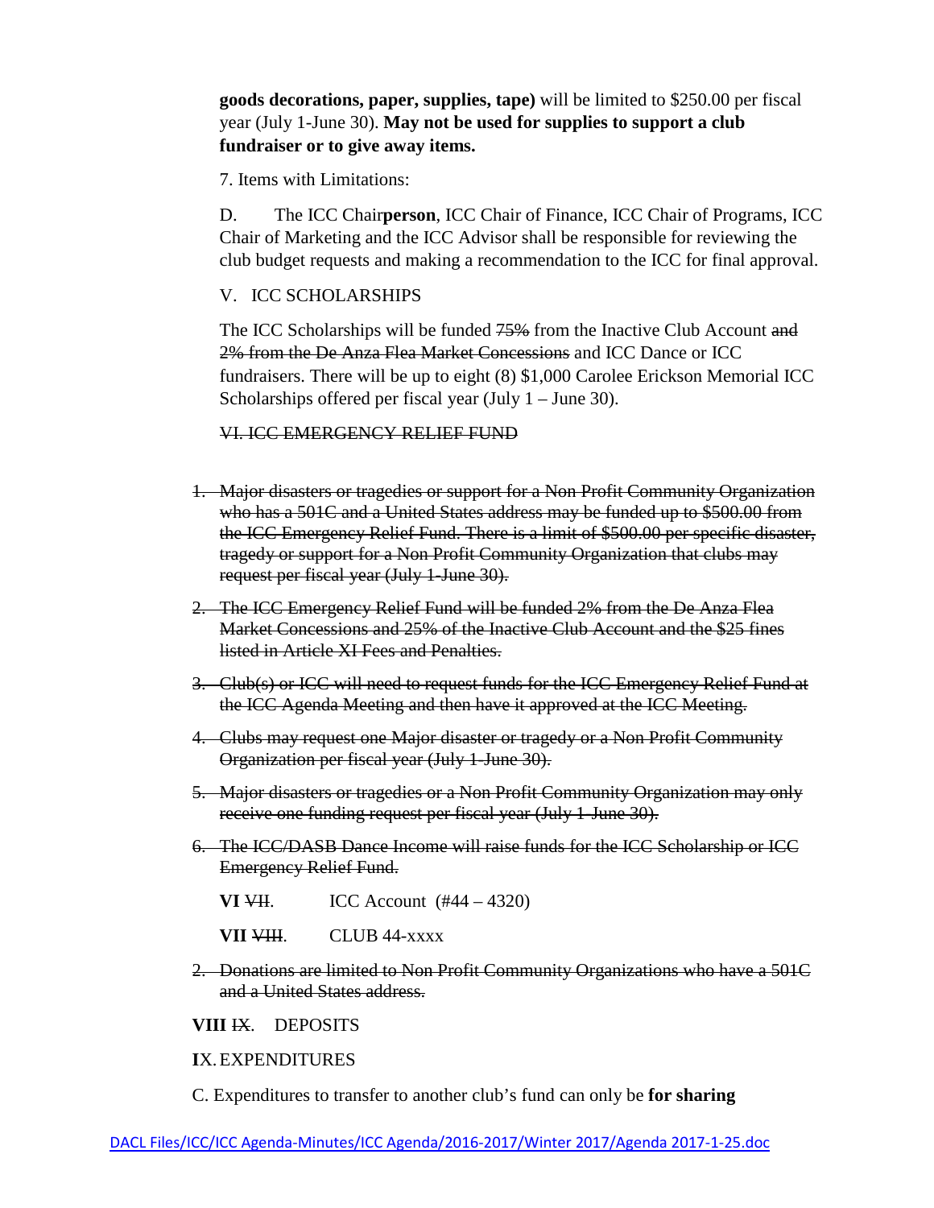**goods decorations, paper, supplies, tape)** will be limited to $250.00 per fiscal year (July 1-June 30). **May not be used for supplies to support a club fundraiser or to give away items.**

7. Items with Limitations:

D. The ICC Chair**person**, ICC Chair of Finance, ICC Chair of Programs, ICC Chair of Marketing and the ICC Advisor shall be responsible for reviewing the club budget requests and making a recommendation to the ICC for final approval.

V. ICC SCHOLARSHIPS

The ICC Scholarships will be funded ~~75%~~ from the Inactive Club Account ~~and 2% from the De Anza Flea Market Concessions~~ and ICC Dance or ICC fundraisers. There will be up to eight (8) $1,000 Carolee Erickson Memorial ICC Scholarships offered per fiscal year (July 1 – June 30).

~~VI. ICC EMERGENCY RELIEF FUND~~

1. ~~Major disasters or tragedies or support for a Non Profit Community Organization who has a 501C and a United States address may be funded up to $500.00 from the ICC Emergency Relief Fund. There is a limit of $500.00 per specific disaster, tragedy or support for a Non Profit Community Organization that clubs may request per fiscal year (July 1-June 30).~~
2. ~~The ICC Emergency Relief Fund will be funded 2% from the De Anza Flea Market Concessions and 25% of the Inactive Club Account and the $25 fines listed in Article XI Fees and Penalties.~~
3. ~~Club(s) or ICC will need to request funds for the ICC Emergency Relief Fund at the ICC Agenda Meeting and then have it approved at the ICC Meeting.~~
4. ~~Clubs may request one Major disaster or tragedy or a Non Profit Community Organization per fiscal year (July 1-June 30).~~
5. ~~Major disasters or tragedies or a Non Profit Community Organization may only receive one funding request per fiscal year (July 1-June 30).~~
6. ~~The ICC/DASB Dance Income will raise funds for the ICC Scholarship or ICC Emergency Relief Fund.~~

**VI** ~~VII~~. ICC Account (#44 – 4320)

**VII** ~~VIII~~. CLUB 44-xxxx

2. ~~Donations are limited to Non Profit Community Organizations who have a 501C and a United States address.~~

**VIII** ~~IX~~. DEPOSITS

**I**X. EXPENDITURES

C. Expenditures to transfer to another club's fund can only be **for sharing**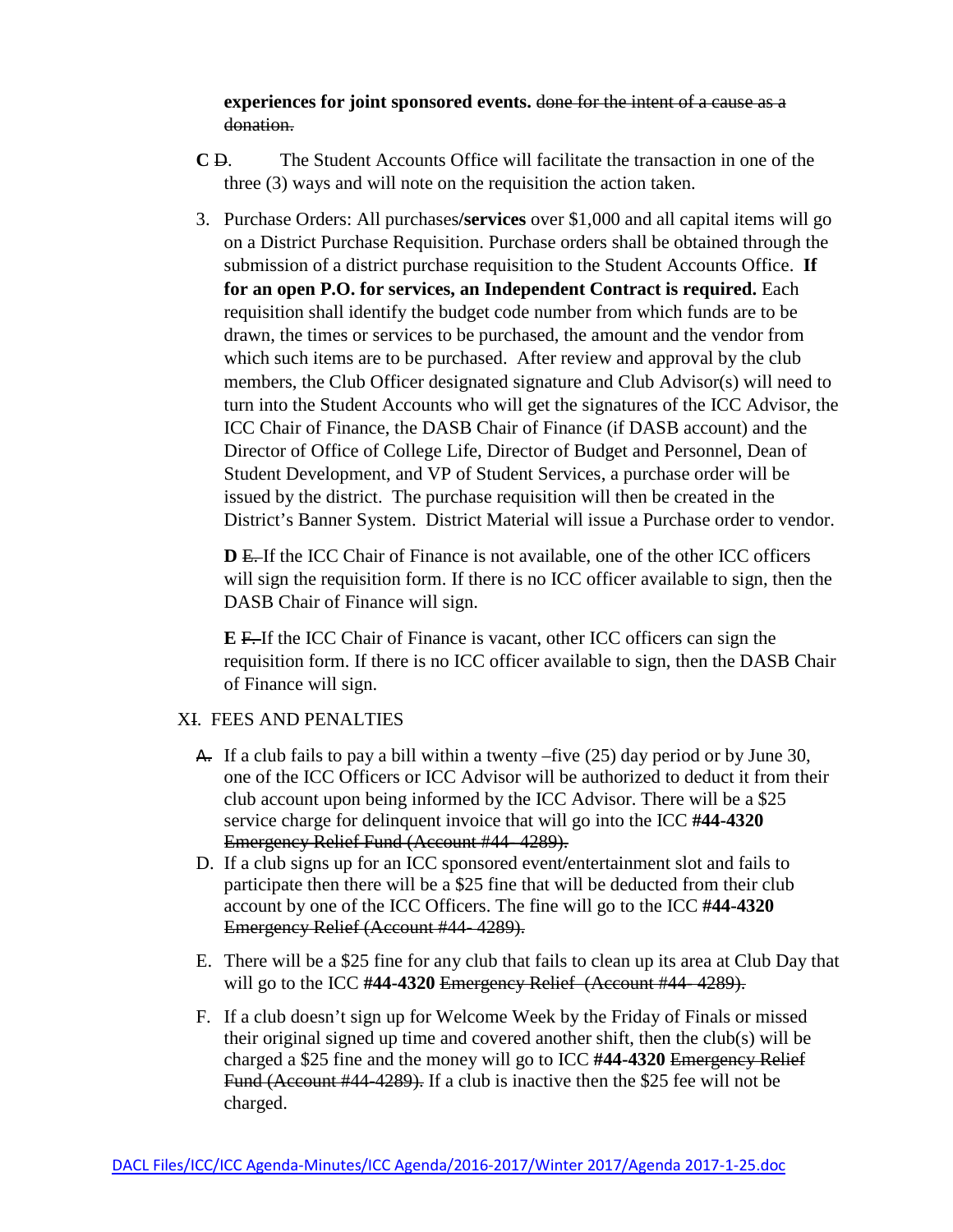**experiences for joint sponsored events.** ~~done for the intent of a cause as a donation.~~

C ~~D~~. The Student Accounts Office will facilitate the transaction in one of the three (3) ways and will note on the requisition the action taken.

3. Purchase Orders: All purchases**/services** over $1,000 and all capital items will go on a District Purchase Requisition. Purchase orders shall be obtained through the submission of a district purchase requisition to the Student Accounts Office. **If for an open P.O. for services, an Independent Contract is required.** Each requisition shall identify the budget code number from which funds are to be drawn, the times or services to be purchased, the amount and the vendor from which such items are to be purchased. After review and approval by the club members, the Club Officer designated signature and Club Advisor(s) will need to turn into the Student Accounts who will get the signatures of the ICC Advisor, the ICC Chair of Finance, the DASB Chair of Finance (if DASB account) and the Director of Office of College Life, Director of Budget and Personnel, Dean of Student Development, and VP of Student Services, a purchase order will be issued by the district. The purchase requisition will then be created in the District's Banner System. District Material will issue a Purchase order to vendor.

   **D** ~~E.~~ If the ICC Chair of Finance is not available, one of the other ICC officers will sign the requisition form. If there is no ICC officer available to sign, then the DASB Chair of Finance will sign.

   **E** ~~F.~~ If the ICC Chair of Finance is vacant, other ICC officers can sign the requisition form. If there is no ICC officer available to sign, then the DASB Chair of Finance will sign.

X~~I~~. FEES AND PENALTIES

~~A.~~ If a club fails to pay a bill within a twenty –five (25) day period or by June 30, one of the ICC Officers or ICC Advisor will be authorized to deduct it from their club account upon being informed by the ICC Advisor. There will be a $25 service charge for delinquent invoice that will go into the ICC **#44-4320** ~~Emergency Relief Fund (Account #44- 4289).~~

D. If a club signs up for an ICC sponsored event/entertainment slot and fails to participate then there will be a $25 fine that will be deducted from their club account by one of the ICC Officers. The fine will go to the ICC **#44-4320** ~~Emergency Relief (Account #44- 4289).~~

E. There will be a $25 fine for any club that fails to clean up its area at Club Day that will go to the ICC **#44-4320** ~~Emergency Relief (Account #44- 4289).~~

F. If a club doesn't sign up for Welcome Week by the Friday of Finals or missed their original signed up time and covered another shift, then the club(s) will be charged a $25 fine and the money will go to ICC **#44-4320** ~~Emergency Relief Fund (Account #44-4289).~~ If a club is inactive then the $25 fee will not be charged.

DACL Files/ICC/ICC Agenda-Minutes/ICC Agenda/2016-2017/Winter 2017/Agenda 2017-1-25.doc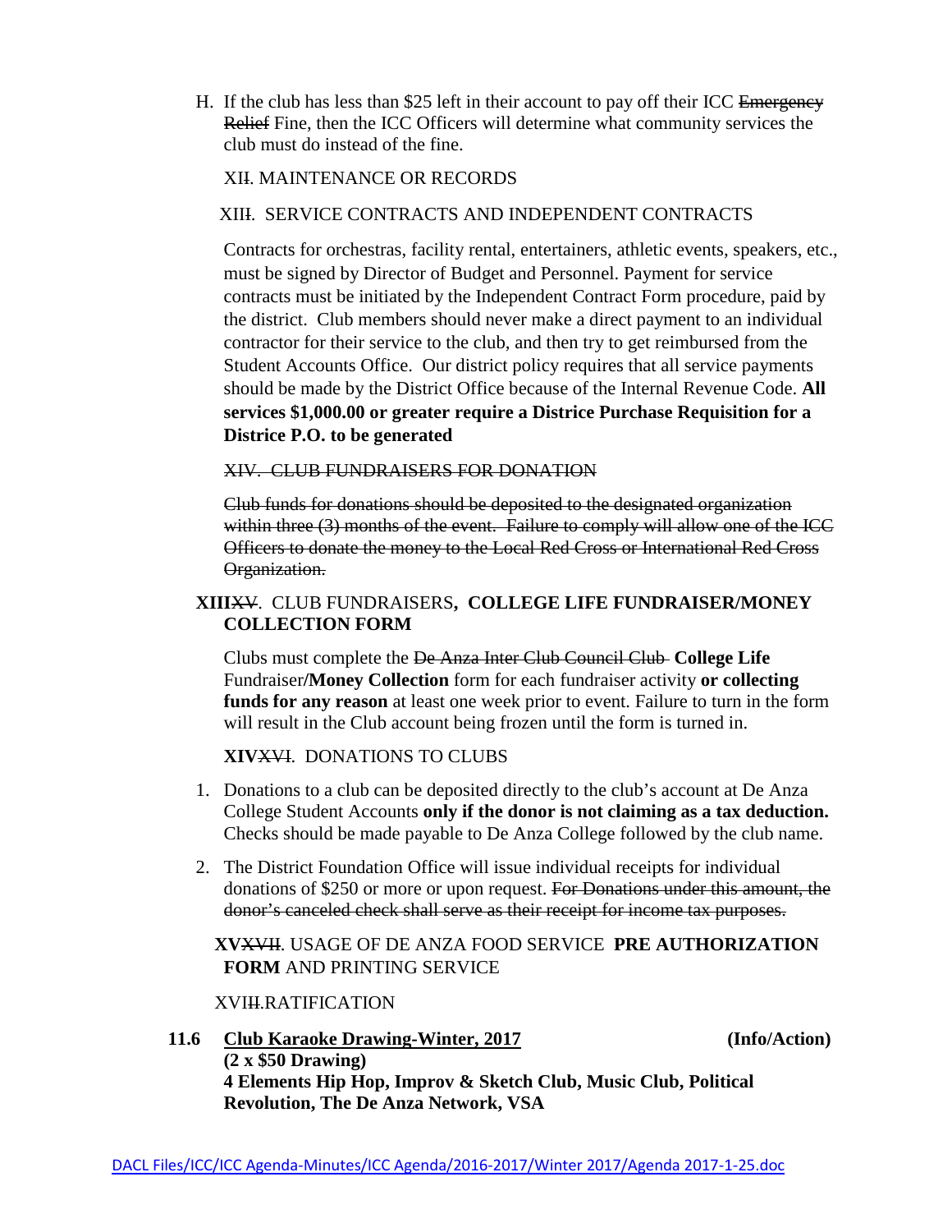H. If the club has less than $25 left in their account to pay off their ICC ~~Emergency Relief~~ Fine, then the ICC Officers will determine what community services the club must do instead of the fine.

XI~~I~~. MAINTENANCE OR RECORDS

XII~~I~~. SERVICE CONTRACTS AND INDEPENDENT CONTRACTS

Contracts for orchestras, facility rental, entertainers, athletic events, speakers, etc., must be signed by Director of Budget and Personnel. Payment for service contracts must be initiated by the Independent Contract Form procedure, paid by the district. Club members should never make a direct payment to an individual contractor for their service to the club, and then try to get reimbursed from the Student Accounts Office. Our district policy requires that all service payments should be made by the District Office because of the Internal Revenue Code. **All services $1,000.00 or greater require a Districe Purchase Requisition for a Districe P.O. to be generated**

~~XIV. CLUB FUNDRAISERS FOR DONATION~~

~~Club funds for donations should be deposited to the designated organization within three (3) months of the event. Failure to comply will allow one of the ICC Officers to donate the money to the Local Red Cross or International Red Cross Organization.~~

**XIII**~~XV~~. CLUB FUNDRAISERS, **COLLEGE LIFE FUNDRAISER/MONEY COLLECTION FORM**

Clubs must complete the ~~De Anza Inter Club Council Club~~ **College Life** Fundraiser**/Money Collection** form for each fundraiser activity **or collecting funds for any reason** at least one week prior to event. Failure to turn in the form will result in the Club account being frozen until the form is turned in.

**XIV**~~XVI~~. DONATIONS TO CLUBS

1. Donations to a club can be deposited directly to the club's account at De Anza College Student Accounts **only if the donor is not claiming as a tax deduction.** Checks should be made payable to De Anza College followed by the club name.

2. The District Foundation Office will issue individual receipts for individual donations of $250 or more or upon request. ~~For Donations under this amount, the donor's canceled check shall serve as their receipt for income tax purposes.~~

**XV**~~XVII~~. USAGE OF DE ANZA FOOD SERVICE **PRE AUTHORIZATION FORM** AND PRINTING SERVICE

XVI~~II~~.RATIFICATION

**11.6 <u>Club Karaoke Drawing-Winter, 2017</u>** **(Info/Action)**
**(2 x $50 Drawing)**
**4 Elements Hip Hop, Improv & Sketch Club, Music Club, Political Revolution, The De Anza Network, VSA**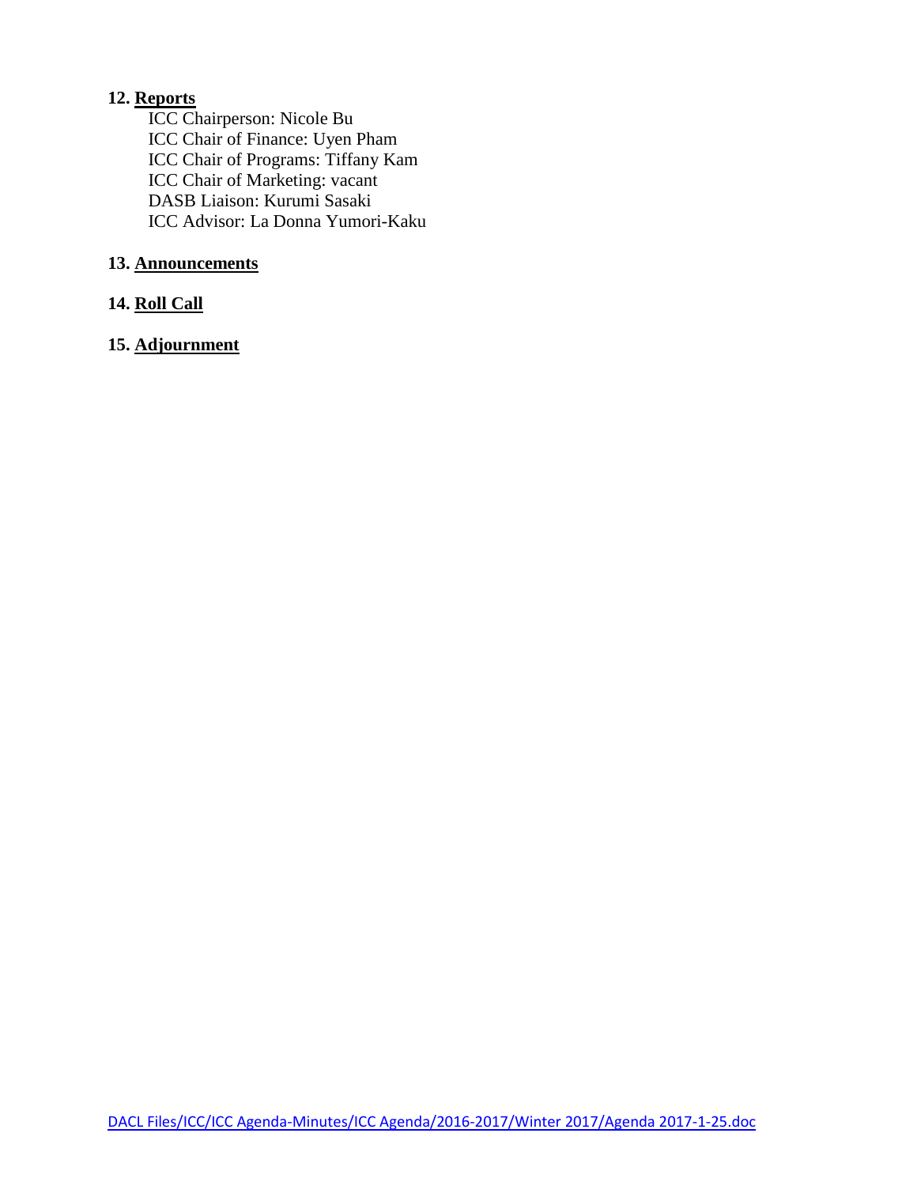**12. <u>Reports</u>**

ICC Chairperson: Nicole Bu
ICC Chair of Finance: Uyen Pham
ICC Chair of Programs: Tiffany Kam
ICC Chair of Marketing: vacant
DASB Liaison: Kurumi Sasaki
ICC Advisor: La Donna Yumori-Kaku

**13. <u>Announcements</u>**

**14. <u>Roll Call</u>**

**15. <u>Adjournment</u>**

DACL Files/ICC/ICC Agenda-Minutes/ICC Agenda/2016-2017/Winter 2017/Agenda 2017-1-25.doc